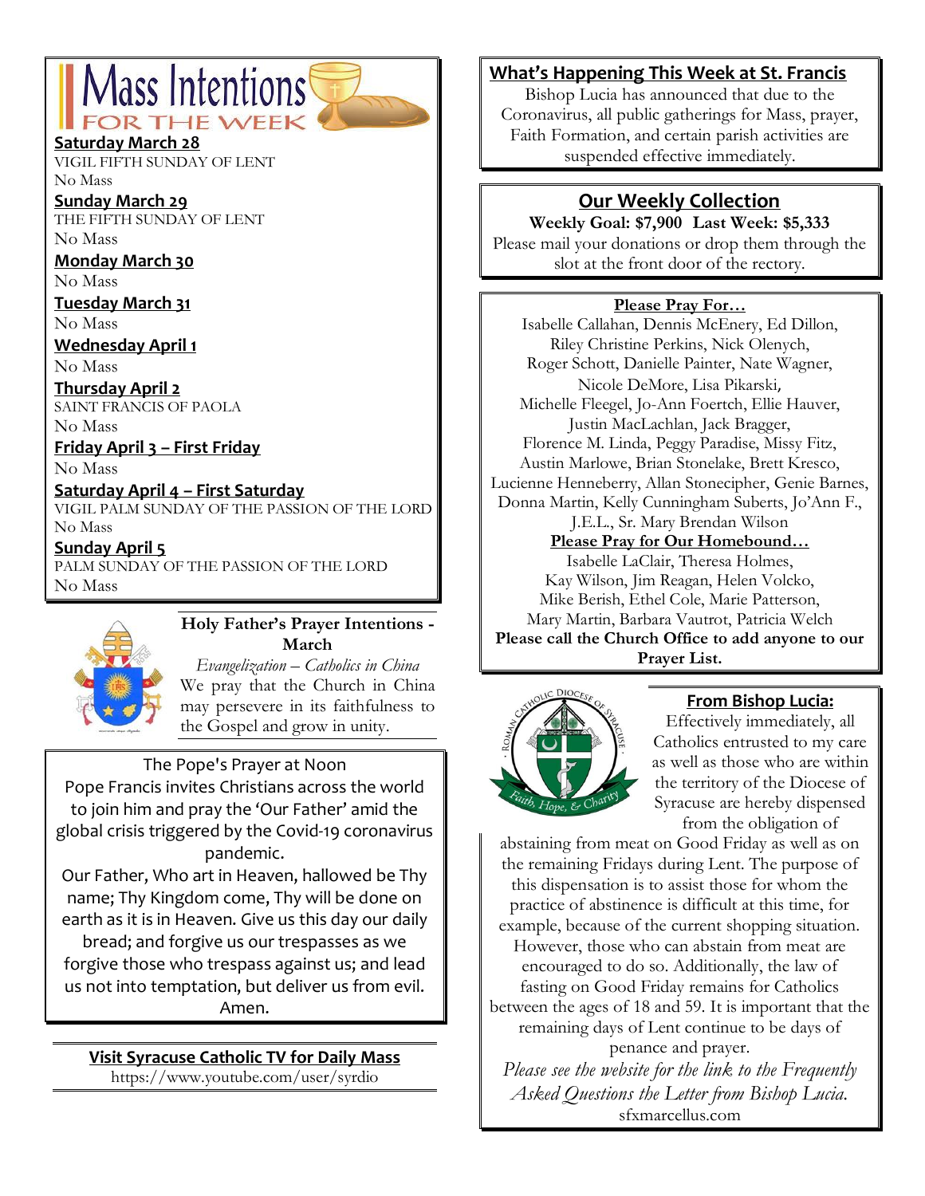# Mass Intentions FOR THE WEEK

**Saturday March 28**
VIGIL FIFTH SUNDAY OF LENT
No Mass

**Sunday March 29**
THE FIFTH SUNDAY OF LENT
No Mass

**Monday March 30**
No Mass

**Tuesday March 31**
No Mass

**Wednesday April 1**
No Mass

**Thursday April 2**
SAINT FRANCIS OF PAOLA
No Mass

**Friday April 3 – First Friday**
No Mass

**Saturday April 4 – First Saturday**
VIGIL PALM SUNDAY OF THE PASSION OF THE LORD
No Mass

**Sunday April 5**
PALM SUNDAY OF THE PASSION OF THE LORD
No Mass

## Holy Father's Prayer Intentions - March

*Evangelization – Catholics in China*

We pray that the Church in China may persevere in its faithfulness to the Gospel and grow in unity.

## The Pope's Prayer at Noon

Pope Francis invites Christians across the world to join him and pray the 'Our Father' amid the global crisis triggered by the Covid-19 coronavirus pandemic.

Our Father, Who art in Heaven, hallowed be Thy name; Thy Kingdom come, Thy will be done on earth as it is in Heaven. Give us this day our daily bread; and forgive us our trespasses as we forgive those who trespass against us; and lead us not into temptation, but deliver us from evil. Amen.

**Visit Syracuse Catholic TV for Daily Mass**
https://www.youtube.com/user/syrdio

## What's Happening This Week at St. Francis

Bishop Lucia has announced that due to the Coronavirus, all public gatherings for Mass, prayer, Faith Formation, and certain parish activities are suspended effective immediately.

## Our Weekly Collection

**Weekly Goal: $7,900 Last Week: $5,333**

Please mail your donations or drop them through the slot at the front door of the rectory.

## Please Pray For…

Isabelle Callahan, Dennis McEnery, Ed Dillon, Riley Christine Perkins, Nick Olenych, Roger Schott, Danielle Painter, Nate Wagner, Nicole DeMore, Lisa Pikarski, Michelle Fleegel, Jo-Ann Foertch, Ellie Hauver, Justin MacLachlan, Jack Bragger, Florence M. Linda, Peggy Paradise, Missy Fitz, Austin Marlowe, Brian Stonelake, Brett Kresco, Lucienne Henneberry, Allan Stonecipher, Genie Barnes, Donna Martin, Kelly Cunningham Suberts, Jo'Ann F., J.E.L., Sr. Mary Brendan Wilson

**Please Pray for Our Homebound…**

Isabelle LaClair, Theresa Holmes, Kay Wilson, Jim Reagan, Helen Volcko, Mike Berish, Ethel Cole, Marie Patterson, Mary Martin, Barbara Vautrot, Patricia Welch

**Please call the Church Office to add anyone to our Prayer List.**

## From Bishop Lucia:

Effectively immediately, all Catholics entrusted to my care as well as those who are within the territory of the Diocese of Syracuse are hereby dispensed from the obligation of abstaining from meat on Good Friday as well as on the remaining Fridays during Lent. The purpose of this dispensation is to assist those for whom the practice of abstinence is difficult at this time, for example, because of the current shopping situation. However, those who can abstain from meat are encouraged to do so. Additionally, the law of fasting on Good Friday remains for Catholics between the ages of 18 and 59. It is important that the remaining days of Lent continue to be days of penance and prayer.

*Please see the website for the link to the Frequently Asked Questions the Letter from Bishop Lucia.*

sfxmarcellus.com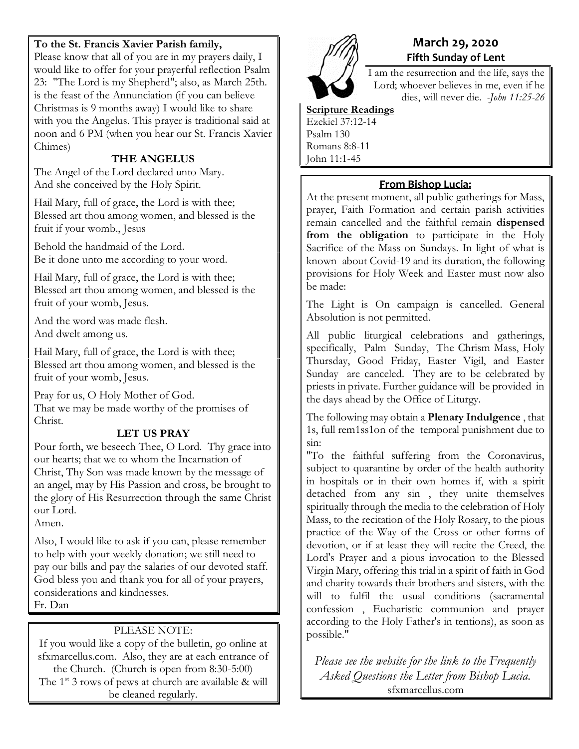**To the St. Francis Xavier Parish family,**

Please know that all of you are in my prayers daily, I would like to offer for your prayerful reflection Psalm 23: "The Lord is my Shepherd"; also, as March 25th. is the feast of the Annunciation (if you can believe Christmas is 9 months away) I would like to share with you the Angelus. This prayer is traditional said at noon and 6 PM (when you hear our St. Francis Xavier Chimes)

**THE ANGELUS**

The Angel of the Lord declared unto Mary.
And she conceived by the Holy Spirit.

Hail Mary, full of grace, the Lord is with thee;
Blessed art thou among women, and blessed is the fruit if your womb., Jesus

Behold the handmaid of the Lord.
Be it done unto me according to your word.

Hail Mary, full of grace, the Lord is with thee;
Blessed art thou among women, and blessed is the fruit of your womb, Jesus.

And the word was made flesh.
And dwelt among us.

Hail Mary, full of grace, the Lord is with thee;
Blessed art thou among women, and blessed is the fruit of your womb, Jesus.

Pray for us, O Holy Mother of God.
That we may be made worthy of the promises of Christ.

**LET US PRAY**

Pour forth, we beseech Thee, O Lord. Thy grace into our hearts; that we to whom the Incarnation of Christ, Thy Son was made known by the message of an angel, may by His Passion and cross, be brought to the glory of His Resurrection through the same Christ our Lord.
Amen.

Also, I would like to ask if you can, please remember to help with your weekly donation; we still need to pay our bills and pay the salaries of our devoted staff. God bless you and thank you for all of your prayers, considerations and kindnesses.
Fr. Dan

PLEASE NOTE:
If you would like a copy of the bulletin, go online at sfxmarcellus.com. Also, they are at each entrance of the Church. (Church is open from 8:30-5:00)
The 1st 3 rows of pews at church are available & will be cleaned regularly.

## March 29, 2020
### Fifth Sunday of Lent

I am the resurrection and the life, says the Lord; whoever believes in me, even if he dies, will never die. *-John 11:25-26*

**Scripture Readings**
Ezekiel 37:12-14
Psalm 130
Romans 8:8-11
John 11:1-45

**From Bishop Lucia:**

At the present moment, all public gatherings for Mass, prayer, Faith Formation and certain parish activities remain cancelled and the faithful remain **dispensed from the obligation** to participate in the Holy Sacrifice of the Mass on Sundays. In light of what is known about Covid-19 and its duration, the following provisions for Holy Week and Easter must now also be made:

The Light is On campaign is cancelled. General Absolution is not permitted.

All public liturgical celebrations and gatherings, specifically, Palm Sunday, The Chrism Mass, Holy Thursday, Good Friday, Easter Vigil, and Easter Sunday are canceled. They are to be celebrated by priests in private. Further guidance will be provided in the days ahead by the Office of Liturgy.

The following may obtain a **Plenary Indulgence** , that 1s, full rem1ss1on of the temporal punishment due to sin:

"To the faithful suffering from the Coronavirus, subject to quarantine by order of the health authority in hospitals or in their own homes if, with a spirit detached from any sin , they unite themselves spiritually through the media to the celebration of Holy Mass, to the recitation of the Holy Rosary, to the pious practice of the Way of the Cross or other forms of devotion, or if at least they will recite the Creed, the Lord's Prayer and a pious invocation to the Blessed Virgin Mary, offering this trial in a spirit of faith in God and charity towards their brothers and sisters, with the will to fulfil the usual conditions (sacramental confession , Eucharistic communion and prayer according to the Holy Father's in tentions), as soon as possible."

*Please see the website for the link to the Frequently Asked Questions the Letter from Bishop Lucia.*
sfxmarcellus.com